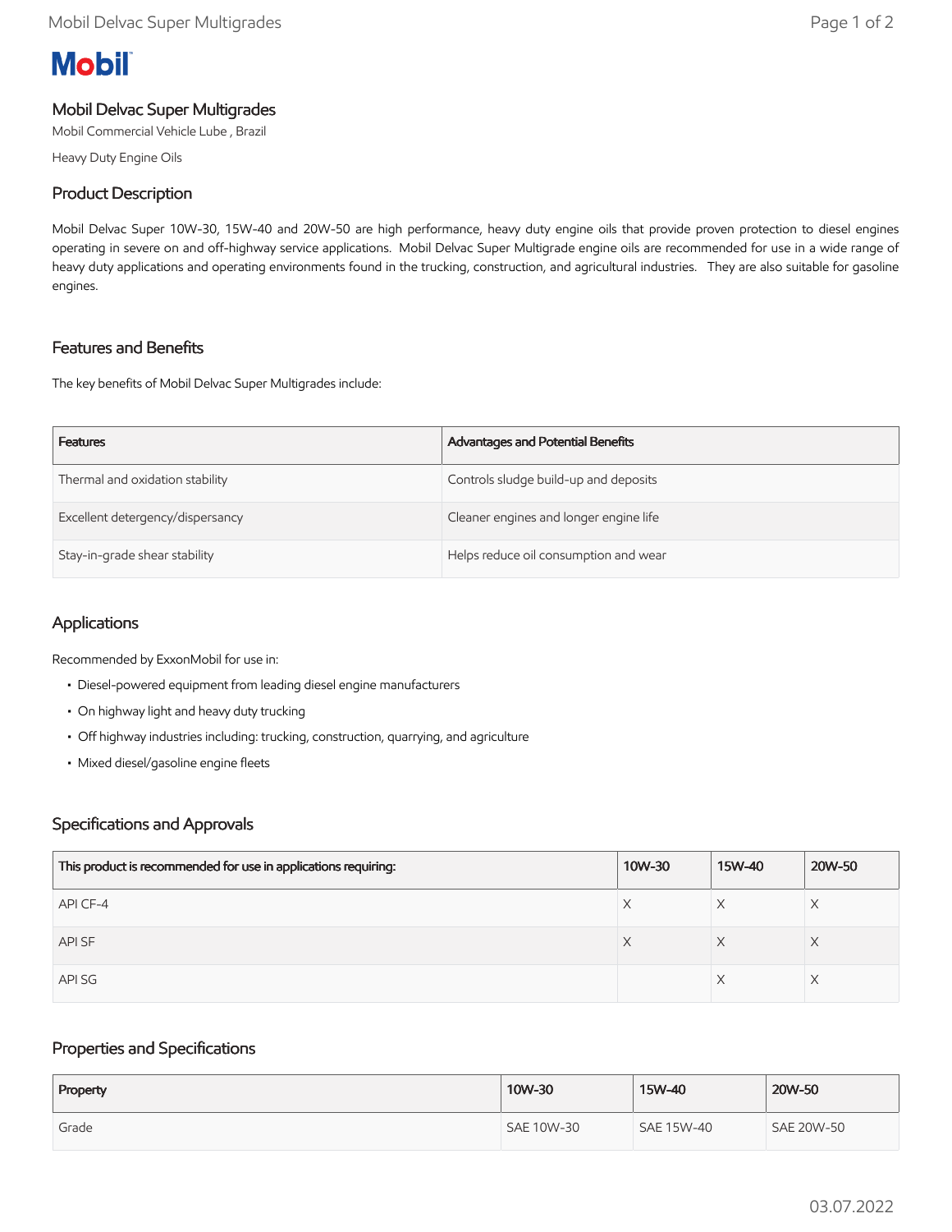Mobil

# Mobil Delvac Super Multigrades

Mobil Commercial Vehicle Lube , Brazil

Heavy Duty Engine Oils

## Product Description

Mobil Delvac Super 10W-30, 15W-40 and 20W-50 are high performance, heavy duty engine oils that provide proven protection to diesel engines operating in severe on and off-highway service applications. Mobil Delvac Super Multigrade engine oils are recommended for use in a wide range of heavy duty applications and operating environments found in the trucking, construction, and agricultural industries. They are also suitable for gasoline engines.

## Features and Benefits

The key benefits of Mobil Delvac Super Multigrades include:

| Features | Advantages and Potential Benefits |
| --- | --- |
| Thermal and oxidation stability | Controls sludge build-up and deposits |
| Excellent detergency/dispersancy | Cleaner engines and longer engine life |
| Stay-in-grade shear stability | Helps reduce oil consumption and wear |

## Applications

Recommended by ExxonMobil for use in:

- Diesel-powered equipment from leading diesel engine manufacturers
- On highway light and heavy duty trucking
- Off highway industries including: trucking, construction, quarrying, and agriculture
- Mixed diesel/gasoline engine fleets

## Specifications and Approvals

| This product is recommended for use in applications requiring: | 10W-30 | 15W-40 | 20W-50 |
| --- | --- | --- | --- |
| API CF-4 | X | X | X |
| API SF | X | X | X |
| API SG | | X | X |

## Properties and Specifications

| Property | 10W-30 | 15W-40 | 20W-50 |
| --- | --- | --- | --- |
| Grade | SAE 10W-30 | SAE 15W-40 | SAE 20W-50 |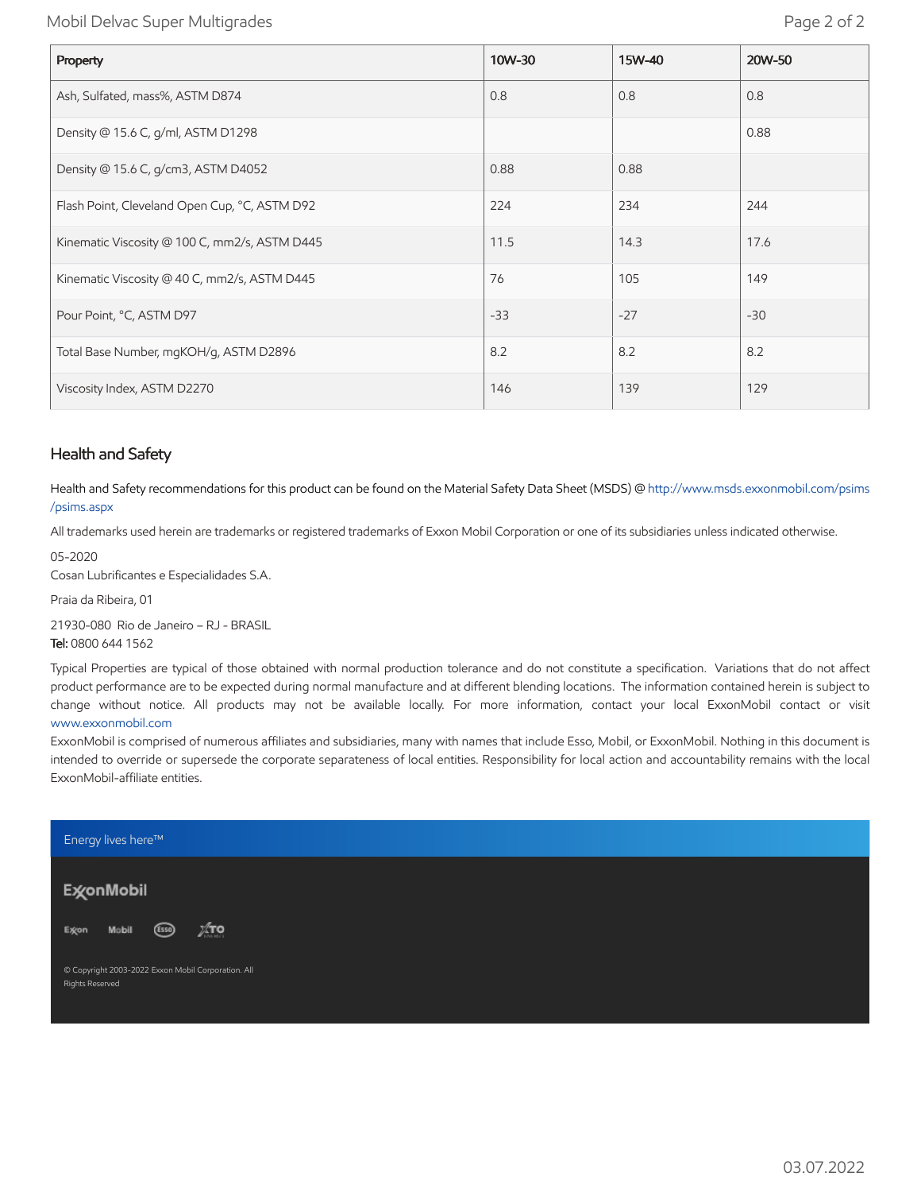| Property | 10W-30 | 15W-40 | 20W-50 |
|---|---|---|---|
| Ash, Sulfated, mass%, ASTM D874 | 0.8 | 0.8 | 0.8 |
| Density @ 15.6 C, g/ml, ASTM D1298 | | | 0.88 |
| Density @ 15.6 C, g/cm3, ASTM D4052 | 0.88 | 0.88 | |
| Flash Point, Cleveland Open Cup, °C, ASTM D92 | 224 | 234 | 244 |
| Kinematic Viscosity @ 100 C, mm2/s, ASTM D445 | 11.5 | 14.3 | 17.6 |
| Kinematic Viscosity @ 40 C, mm2/s, ASTM D445 | 76 | 105 | 149 |
| Pour Point, °C, ASTM D97 | -33 | -27 | -30 |
| Total Base Number, mgKOH/g, ASTM D2896 | 8.2 | 8.2 | 8.2 |
| Viscosity Index, ASTM D2270 | 146 | 139 | 129 |

## Health and Safety

Health and Safety recommendations for this product can be found on the Material Safety Data Sheet (MSDS) @ http://www.msds.exxonmobil.com/psims/psims.aspx

All trademarks used herein are trademarks or registered trademarks of Exxon Mobil Corporation or one of its subsidiaries unless indicated otherwise.

05-2020

Cosan Lubrificantes e Especialidades S.A.

Praia da Ribeira, 01

21930-080 Rio de Janeiro – RJ - BRASIL

**Tel:** 0800 644 1562

Typical Properties are typical of those obtained with normal production tolerance and do not constitute a specification. Variations that do not affect product performance are to be expected during normal manufacture and at different blending locations. The information contained herein is subject to change without notice. All products may not be available locally. For more information, contact your local ExxonMobil contact or visit www.exxonmobil.com

ExxonMobil is comprised of numerous affiliates and subsidiaries, many with names that include Esso, Mobil, or ExxonMobil. Nothing in this document is intended to override or supersede the corporate separateness of local entities. Responsibility for local action and accountability remains with the local ExxonMobil-affiliate entities.

Energy lives here™

ExxonMobil

Exxon Mobil Esso XTO

© Copyright 2003-2022 Exxon Mobil Corporation. All Rights Reserved